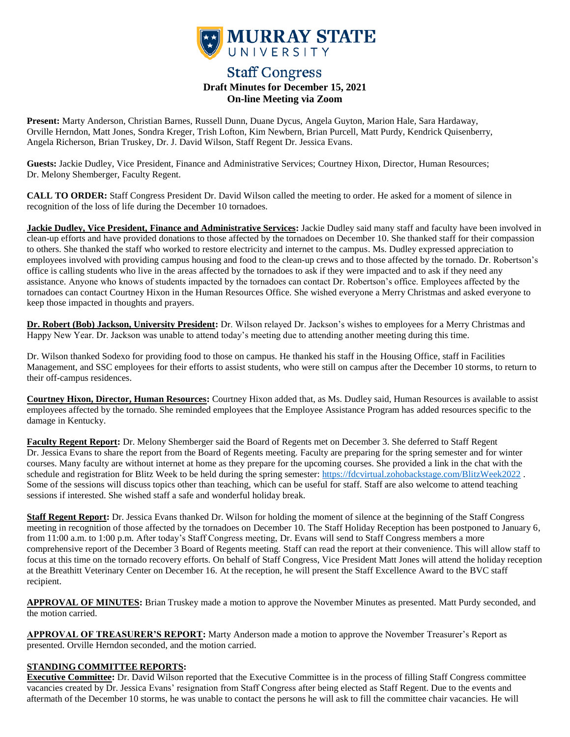# Staff Congress

**Draft Minutes for December 15, 2021**
**On-line Meeting via Zoom**

**Present:** Marty Anderson, Christian Barnes, Russell Dunn, Duane Dycus, Angela Guyton, Marion Hale, Sara Hardaway, Orville Herndon, Matt Jones, Sondra Kreger, Trish Lofton, Kim Newbern, Brian Purcell, Matt Purdy, Kendrick Quisenberry, Angela Richerson, Brian Truskey, Dr. J. David Wilson, Staff Regent Dr. Jessica Evans.

**Guests:** Jackie Dudley, Vice President, Finance and Administrative Services; Courtney Hixon, Director, Human Resources; Dr. Melony Shemberger, Faculty Regent.

**CALL TO ORDER:** Staff Congress President Dr. David Wilson called the meeting to order. He asked for a moment of silence in recognition of the loss of life during the December 10 tornadoes.

**Jackie Dudley, Vice President, Finance and Administrative Services:** Jackie Dudley said many staff and faculty have been involved in clean-up efforts and have provided donations to those affected by the tornadoes on December 10. She thanked staff for their compassion to others. She thanked the staff who worked to restore electricity and internet to the campus. Ms. Dudley expressed appreciation to employees involved with providing campus housing and food to the clean-up crews and to those affected by the tornado. Dr. Robertson's office is calling students who live in the areas affected by the tornadoes to ask if they were impacted and to ask if they need any assistance. Anyone who knows of students impacted by the tornadoes can contact Dr. Robertson's office. Employees affected by the tornadoes can contact Courtney Hixon in the Human Resources Office. She wished everyone a Merry Christmas and asked everyone to keep those impacted in thoughts and prayers.

**Dr. Robert (Bob) Jackson, University President:** Dr. Wilson relayed Dr. Jackson's wishes to employees for a Merry Christmas and Happy New Year. Dr. Jackson was unable to attend today's meeting due to attending another meeting during this time.

Dr. Wilson thanked Sodexo for providing food to those on campus. He thanked his staff in the Housing Office, staff in Facilities Management, and SSC employees for their efforts to assist students, who were still on campus after the December 10 storms, to return to their off-campus residences.

**Courtney Hixon, Director, Human Resources:** Courtney Hixon added that, as Ms. Dudley said, Human Resources is available to assist employees affected by the tornado. She reminded employees that the Employee Assistance Program has added resources specific to the damage in Kentucky.

**Faculty Regent Report:** Dr. Melony Shemberger said the Board of Regents met on December 3. She deferred to Staff Regent Dr. Jessica Evans to share the report from the Board of Regents meeting. Faculty are preparing for the spring semester and for winter courses. Many faculty are without internet at home as they prepare for the upcoming courses. She provided a link in the chat with the schedule and registration for Blitz Week to be held during the spring semester: https://fdcvirtual.zohobackstage.com/BlitzWeek2022 . Some of the sessions will discuss topics other than teaching, which can be useful for staff. Staff are also welcome to attend teaching sessions if interested. She wished staff a safe and wonderful holiday break.

**Staff Regent Report:** Dr. Jessica Evans thanked Dr. Wilson for holding the moment of silence at the beginning of the Staff Congress meeting in recognition of those affected by the tornadoes on December 10. The Staff Holiday Reception has been postponed to January 6, from 11:00 a.m. to 1:00 p.m. After today's Staff Congress meeting, Dr. Evans will send to Staff Congress members a more comprehensive report of the December 3 Board of Regents meeting. Staff can read the report at their convenience. This will allow staff to focus at this time on the tornado recovery efforts. On behalf of Staff Congress, Vice President Matt Jones will attend the holiday reception at the Breathitt Veterinary Center on December 16. At the reception, he will present the Staff Excellence Award to the BVC staff recipient.

**APPROVAL OF MINUTES:** Brian Truskey made a motion to approve the November Minutes as presented. Matt Purdy seconded, and the motion carried.

**APPROVAL OF TREASURER'S REPORT:** Marty Anderson made a motion to approve the November Treasurer's Report as presented. Orville Herndon seconded, and the motion carried.

**STANDING COMMITTEE REPORTS:**

**Executive Committee:** Dr. David Wilson reported that the Executive Committee is in the process of filling Staff Congress committee vacancies created by Dr. Jessica Evans' resignation from Staff Congress after being elected as Staff Regent. Due to the events and aftermath of the December 10 storms, he was unable to contact the persons he will ask to fill the committee chair vacancies. He will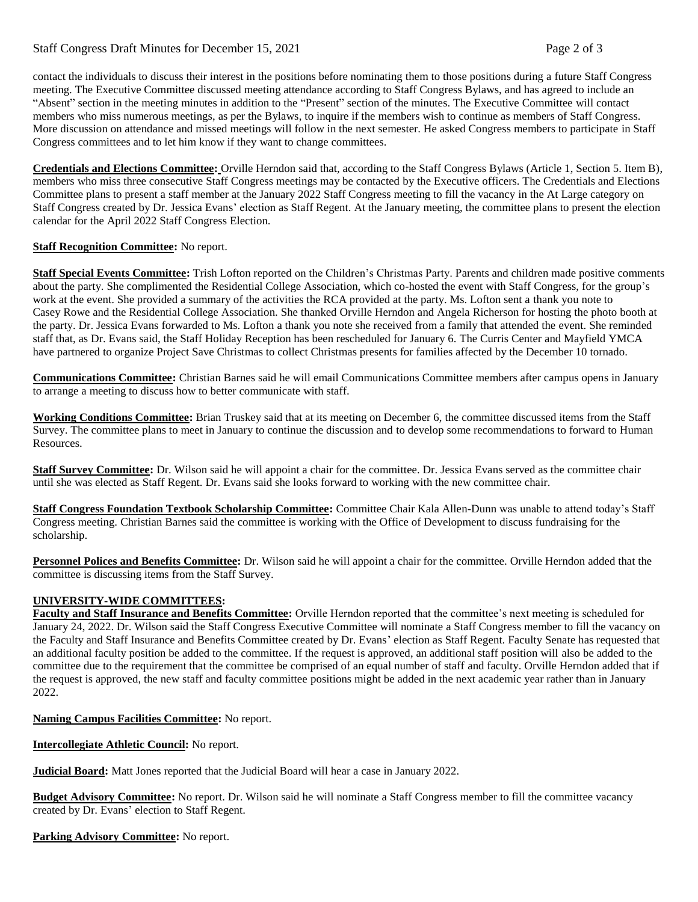contact the individuals to discuss their interest in the positions before nominating them to those positions during a future Staff Congress meeting. The Executive Committee discussed meeting attendance according to Staff Congress Bylaws, and has agreed to include an "Absent" section in the meeting minutes in addition to the "Present" section of the minutes. The Executive Committee will contact members who miss numerous meetings, as per the Bylaws, to inquire if the members wish to continue as members of Staff Congress. More discussion on attendance and missed meetings will follow in the next semester. He asked Congress members to participate in Staff Congress committees and to let him know if they want to change committees.

**Credentials and Elections Committee:** Orville Herndon said that, according to the Staff Congress Bylaws (Article 1, Section 5. Item B), members who miss three consecutive Staff Congress meetings may be contacted by the Executive officers. The Credentials and Elections Committee plans to present a staff member at the January 2022 Staff Congress meeting to fill the vacancy in the At Large category on Staff Congress created by Dr. Jessica Evans' election as Staff Regent. At the January meeting, the committee plans to present the election calendar for the April 2022 Staff Congress Election.

**Staff Recognition Committee:** No report.

**Staff Special Events Committee:** Trish Lofton reported on the Children's Christmas Party. Parents and children made positive comments about the party. She complimented the Residential College Association, which co-hosted the event with Staff Congress, for the group's work at the event. She provided a summary of the activities the RCA provided at the party. Ms. Lofton sent a thank you note to Casey Rowe and the Residential College Association. She thanked Orville Herndon and Angela Richerson for hosting the photo booth at the party. Dr. Jessica Evans forwarded to Ms. Lofton a thank you note she received from a family that attended the event. She reminded staff that, as Dr. Evans said, the Staff Holiday Reception has been rescheduled for January 6. The Curris Center and Mayfield YMCA have partnered to organize Project Save Christmas to collect Christmas presents for families affected by the December 10 tornado.

**Communications Committee:** Christian Barnes said he will email Communications Committee members after campus opens in January to arrange a meeting to discuss how to better communicate with staff.

**Working Conditions Committee:** Brian Truskey said that at its meeting on December 6, the committee discussed items from the Staff Survey. The committee plans to meet in January to continue the discussion and to develop some recommendations to forward to Human Resources.

**Staff Survey Committee:** Dr. Wilson said he will appoint a chair for the committee. Dr. Jessica Evans served as the committee chair until she was elected as Staff Regent. Dr. Evans said she looks forward to working with the new committee chair.

**Staff Congress Foundation Textbook Scholarship Committee:** Committee Chair Kala Allen-Dunn was unable to attend today's Staff Congress meeting. Christian Barnes said the committee is working with the Office of Development to discuss fundraising for the scholarship.

**Personnel Polices and Benefits Committee:** Dr. Wilson said he will appoint a chair for the committee. Orville Herndon added that the committee is discussing items from the Staff Survey.

**UNIVERSITY-WIDE COMMITTEES:**

**Faculty and Staff Insurance and Benefits Committee:** Orville Herndon reported that the committee's next meeting is scheduled for January 24, 2022. Dr. Wilson said the Staff Congress Executive Committee will nominate a Staff Congress member to fill the vacancy on the Faculty and Staff Insurance and Benefits Committee created by Dr. Evans' election as Staff Regent. Faculty Senate has requested that an additional faculty position be added to the committee. If the request is approved, an additional staff position will also be added to the committee due to the requirement that the committee be comprised of an equal number of staff and faculty. Orville Herndon added that if the request is approved, the new staff and faculty committee positions might be added in the next academic year rather than in January 2022.

**Naming Campus Facilities Committee:** No report.

**Intercollegiate Athletic Council:** No report.

**Judicial Board:** Matt Jones reported that the Judicial Board will hear a case in January 2022.

**Budget Advisory Committee:** No report. Dr. Wilson said he will nominate a Staff Congress member to fill the committee vacancy created by Dr. Evans' election to Staff Regent.

**Parking Advisory Committee:** No report.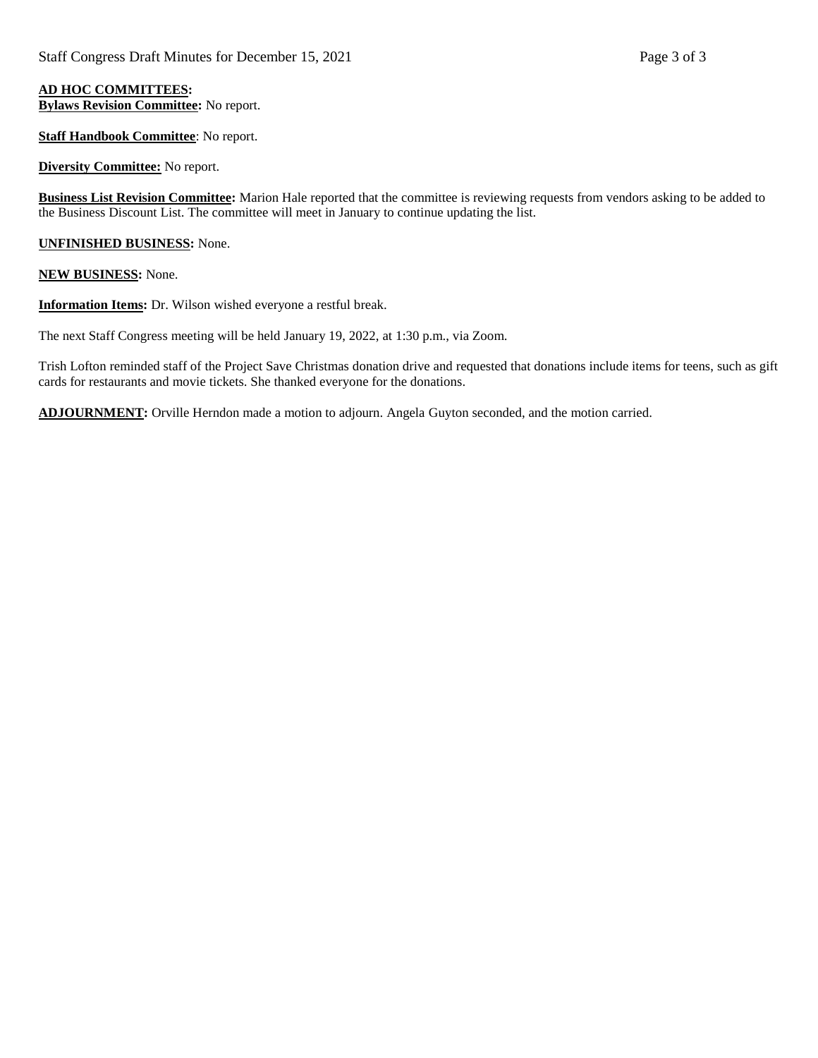**AD HOC COMMITTEES:**
**Bylaws Revision Committee:** No report.

**Staff Handbook Committee**: No report.

**Diversity Committee:** No report.

**Business List Revision Committee:** Marion Hale reported that the committee is reviewing requests from vendors asking to be added to the Business Discount List. The committee will meet in January to continue updating the list.

**UNFINISHED BUSINESS:** None.

**NEW BUSINESS:** None.

**Information Items:** Dr. Wilson wished everyone a restful break.

The next Staff Congress meeting will be held January 19, 2022, at 1:30 p.m., via Zoom.

Trish Lofton reminded staff of the Project Save Christmas donation drive and requested that donations include items for teens, such as gift cards for restaurants and movie tickets. She thanked everyone for the donations.

**ADJOURNMENT:** Orville Herndon made a motion to adjourn. Angela Guyton seconded, and the motion carried.